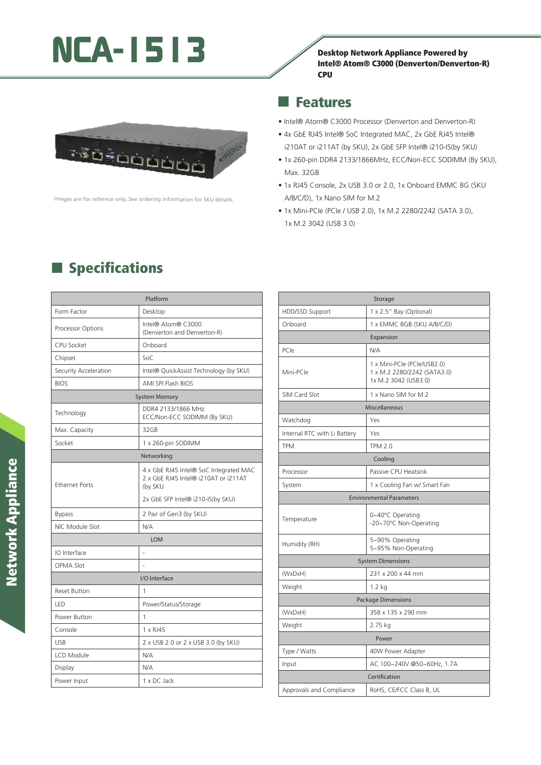# NCA-1513

**Desktop Network Appliance Powered by Intel® Atom® C3000 (Denverton/Denverton-R) CPU**

Images are for refernce only. See ordering information for SKU details.

## Features

- Intel® Atom® C3000 Processor (Denverton and Denverton-R)
- 4x GbE RJ45 Intel® SoC Integrated MAC, 2x GbE RJ45 Intel® i210AT or i211AT (by SKU), 2x GbE SFP Intel® i210-IS(by SKU)
- 1x 260-pin DDR4 2133/1866MHz, ECC/Non-ECC SODIMM (By SKU), Max. 32GB
- 1x RJ45 Console, 2x USB 3.0 or 2.0, 1x Onboard EMMC 8G (SKU A/B/C/D), 1x Nano SIM for M.2
- 1x Mini-PCIe (PCIe / USB 2.0), 1x M.2 2280/2242 (SATA 3.0), 1x M.2 3042 (USB 3.0)

## Specifications

| Platform | |
|---|---|
| Form Factor | Desktop |
| Processor Options | Intel® Atom® C3000 (Denverton and Denverton-R) |
| CPU Socket | Onboard |
| Chipset | SoC |
| Security Acceleration | Intel® QuickAssist Technology (by SKU) |
| BIOS | AMI SPI Flash BIOS |
| **System Memory** | |
| Technology | DDR4 2133/1866 MHz ECC/Non-ECC SODIMM (By SKU) |
| Max. Capacity | 32GB |
| Socket | 1 x 260-pin SODIMM |
| **Networking** | |
| Ethernet Ports | 4 x GbE RJ45 Intel® SoC Integrated MAC<br>2 x GbE RJ45 Intel® i210AT or i211AT (by SKU<br>2x GbE SFP Intel® i210-IS(by SKU) |
| Bypass | 2 Pair of Gen3 (by SKU) |
| NIC Module Slot | N/A |
| **LOM** | |
| IO Interface | - |
| OPMA Slot | - |
| **I/O Interface** | |
| Reset Button | 1 |
| LED | Power/Status/Storage |
| Power Button | 1 |
| Console | 1 x RJ45 |
| USB | 2 x USB 2.0 or 2 x USB 3.0 (by SKU) |
| LCD Module | N/A |
| Display | N/A |
| Power Input | 1 x DC Jack |

| Storage | |
|---|---|
| HDD/SSD Support | 1 x 2.5" Bay (Optional) |
| Onboard | 1 x EMMC 8GB (SKU A/B/C/D) |
| **Expansion** | |
| PCIe | N/A |
| Mini-PCIe | 1 x Mini-PCIe (PCIe/USB2.0)<br>1 x M.2 2280/2242 (SATA3.0)<br>1x M.2 3042 (USB3.0) |
| SIM Card Slot | 1 x Nano SIM for M.2 |
| **Miscellaneous** | |
| Watchdog | Yes |
| Internal RTC with Li Battery | Yes |
| TPM | TPM 2.0 |
| **Cooling** | |
| Processor | Passive CPU Heatsink |
| System | 1 x Cooling Fan w/ Smart Fan |
| **Environmental Parameters** | |
| Temperature | 0~40°C Operating<br>-20~70°C Non-Operating |
| Humidity (RH) | 5~90% Operating<br>5~95% Non-Operating |
| **System Dimensions** | |
| (WxDxH) | 231 x 200 x 44 mm |
| Weight | 1.2 kg |
| **Package Dimensions** | |
| (WxDxH) | 358 x 135 x 290 mm |
| Weight | 2.75 kg |
| **Power** | |
| Type / Watts | 40W Power Adapter |
| Input | AC 100~240V @50~60Hz, 1.7A |
| **Certification** | |
| Approvals and Compliance | RoHS, CE/FCC Class B, UL |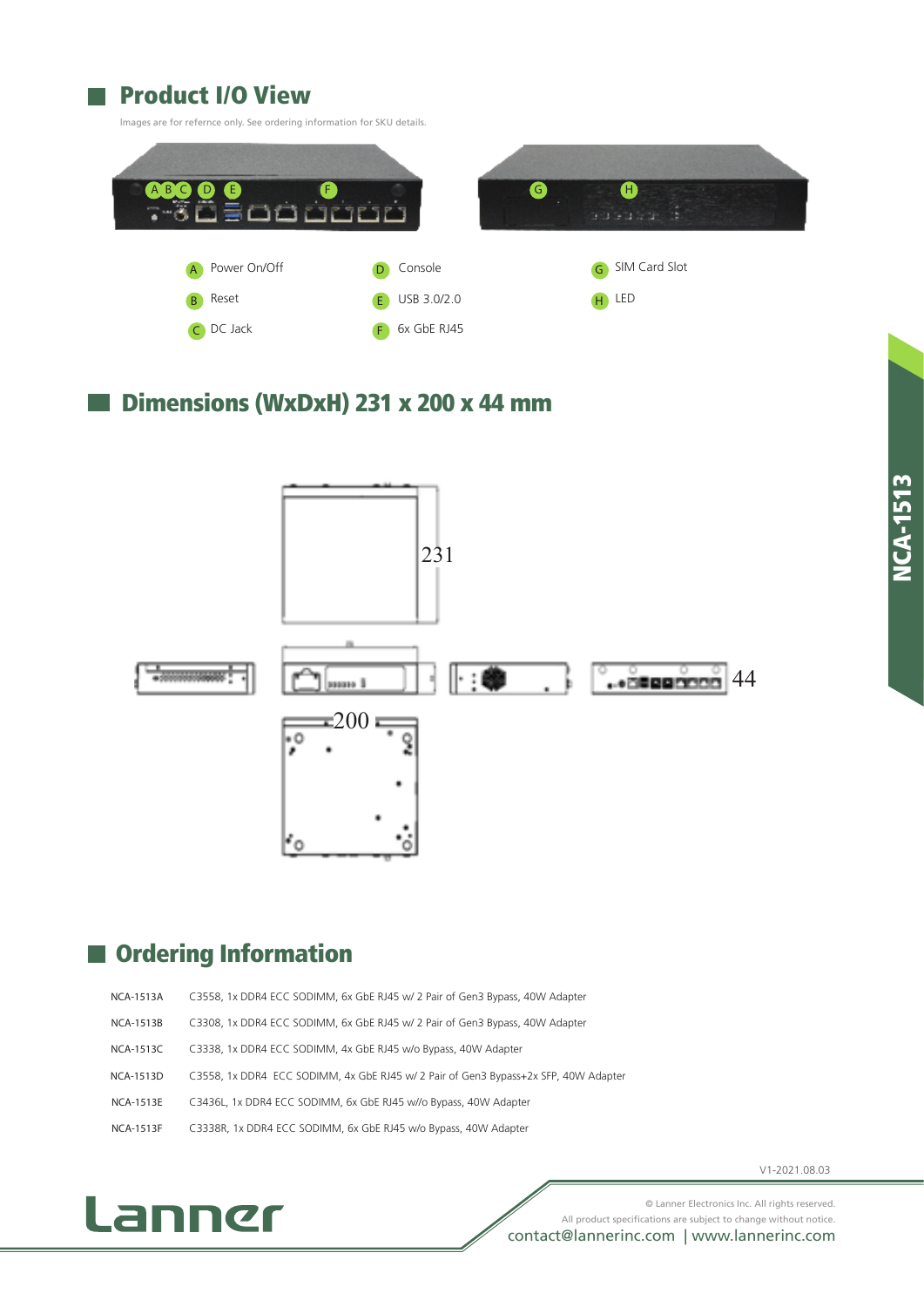## Product I/O View

Images are for refernce only. See ordering information for SKU details.

- A Power On/Off
- B Reset
- C DC Jack
- D Console
- E USB 3.0/2.0
- F 6x GbE RJ45
- G SIM Card Slot
- H LED

## Dimensions (WxDxH) 231 x 200 x 44 mm

231

44

200

## Ordering Information

| | |
|---|---|
| NCA-1513A | C3558, 1x DDR4 ECC SODIMM, 6x GbE RJ45 w/ 2 Pair of Gen3 Bypass, 40W Adapter |
| NCA-1513B | C3308, 1x DDR4 ECC SODIMM, 6x GbE RJ45 w/ 2 Pair of Gen3 Bypass, 40W Adapter |
| NCA-1513C | C3338, 1x DDR4 ECC SODIMM, 4x GbE RJ45 w/o Bypass, 40W Adapter |
| NCA-1513D | C3558, 1x DDR4 ECC SODIMM, 4x GbE RJ45 w/ 2 Pair of Gen3 Bypass+2x SFP, 40W Adapter |
| NCA-1513E | C3436L, 1x DDR4 ECC SODIMM, 6x GbE RJ45 w//o Bypass, 40W Adapter |
| NCA-1513F | C3338R, 1x DDR4 ECC SODIMM, 6x GbE RJ45 w/o Bypass, 40W Adapter |

V1-2021.08.03

Lanner

© Lanner Electronics Inc. All rights reserved.
All product specifications are subject to change without notice.
contact@lannerinc.com | www.lannerinc.com